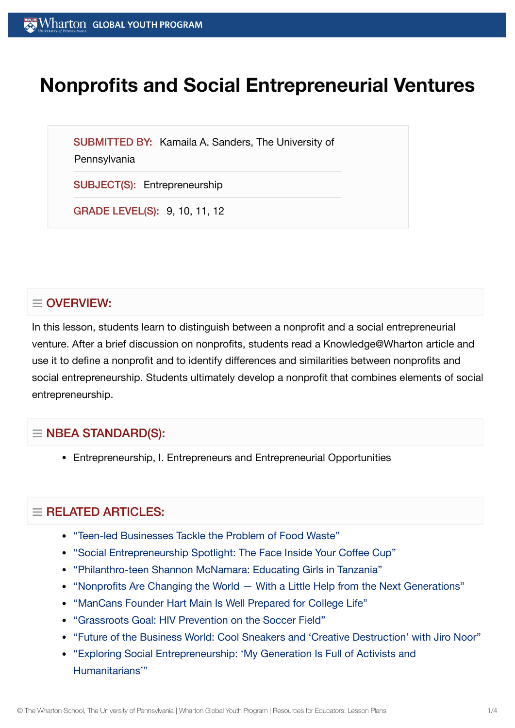# Nonprofits and Social Entrepreneurial Ventures

**SUBMITTED BY:** Kamaila A. Sanders, The University of Pennsylvania

**SUBJECT(S):** Entrepreneurship

**GRADE LEVEL(S):** 9, 10, 11, 12

## OVERVIEW:

In this lesson, students learn to distinguish between a nonprofit and a social entrepreneurial venture. After a brief discussion on nonprofits, students read a Knowledge@Wharton article and use it to define a nonprofit and to identify differences and similarities between nonprofits and social entrepreneurship. Students ultimately develop a nonprofit that combines elements of social entrepreneurship.

## NBEA STANDARD(S):

- Entrepreneurship, I. Entrepreneurs and Entrepreneurial Opportunities

## RELATED ARTICLES:

- "Teen-led Businesses Tackle the Problem of Food Waste"
- "Social Entrepreneurship Spotlight: The Face Inside Your Coffee Cup"
- "Philanthro-teen Shannon McNamara: Educating Girls in Tanzania"
- "Nonprofits Are Changing the World — With a Little Help from the Next Generations"
- "ManCans Founder Hart Main Is Well Prepared for College Life"
- "Grassroots Goal: HIV Prevention on the Soccer Field"
- "Future of the Business World: Cool Sneakers and 'Creative Destruction' with Jiro Noor"
- "Exploring Social Entrepreneurship: 'My Generation Is Full of Activists and Humanitarians'"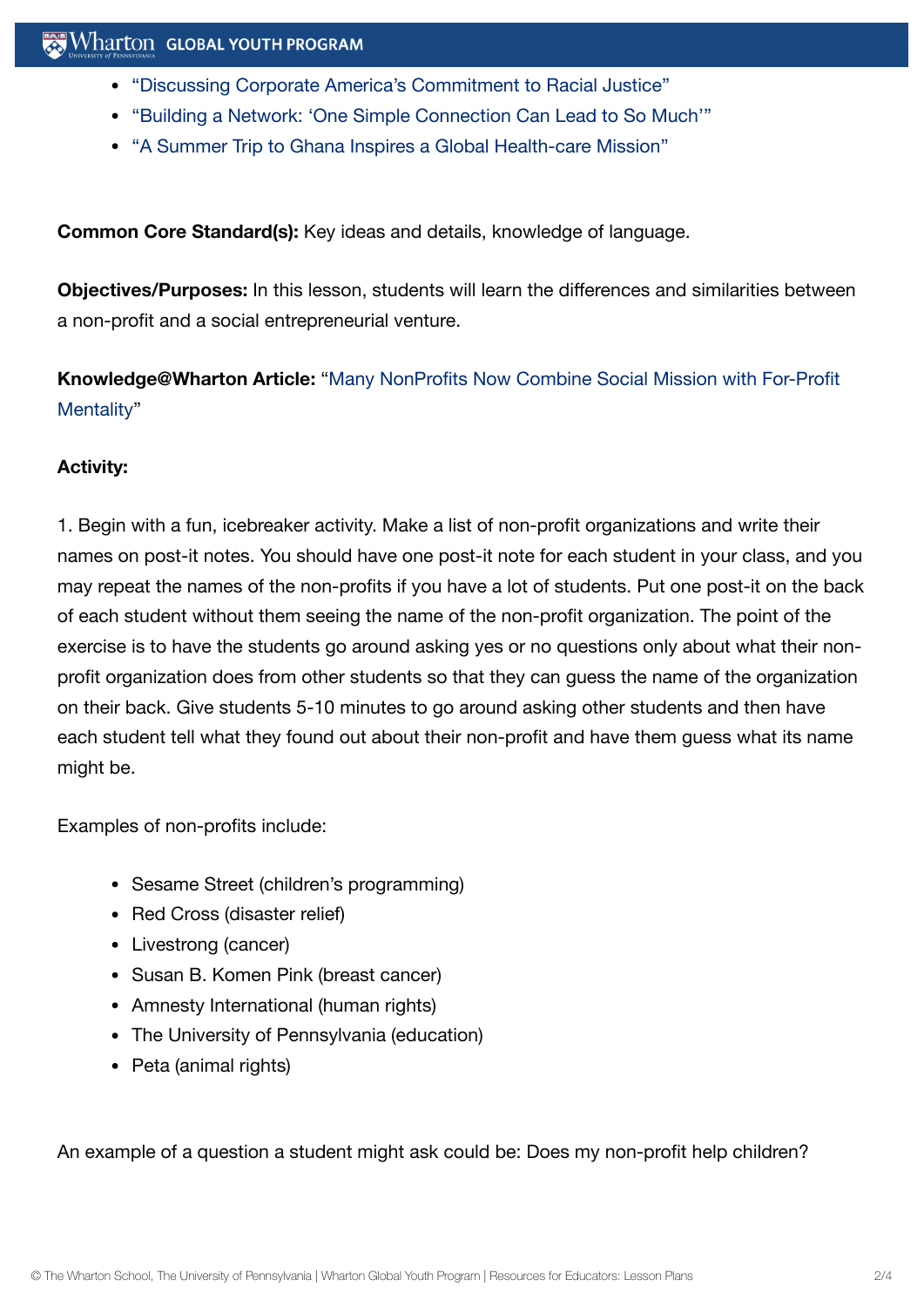- "Discussing Corporate America's Commitment to Racial Justice"
- "Building a Network: 'One Simple Connection Can Lead to So Much'"
- "A Summer Trip to Ghana Inspires a Global Health-care Mission"

**Common Core Standard(s):** Key ideas and details, knowledge of language.

**Objectives/Purposes:** In this lesson, students will learn the differences and similarities between a non-profit and a social entrepreneurial venture.

**Knowledge@Wharton Article:** "Many NonProfits Now Combine Social Mission with For-Profit Mentality"

**Activity:**

1. Begin with a fun, icebreaker activity. Make a list of non-profit organizations and write their names on post-it notes. You should have one post-it note for each student in your class, and you may repeat the names of the non-profits if you have a lot of students. Put one post-it on the back of each student without them seeing the name of the non-profit organization. The point of the exercise is to have the students go around asking yes or no questions only about what their non-profit organization does from other students so that they can guess the name of the organization on their back. Give students 5-10 minutes to go around asking other students and then have each student tell what they found out about their non-profit and have them guess what its name might be.

Examples of non-profits include:

- Sesame Street (children's programming)
- Red Cross (disaster relief)
- Livestrong (cancer)
- Susan B. Komen Pink (breast cancer)
- Amnesty International (human rights)
- The University of Pennsylvania (education)
- Peta (animal rights)

An example of a question a student might ask could be: Does my non-profit help children?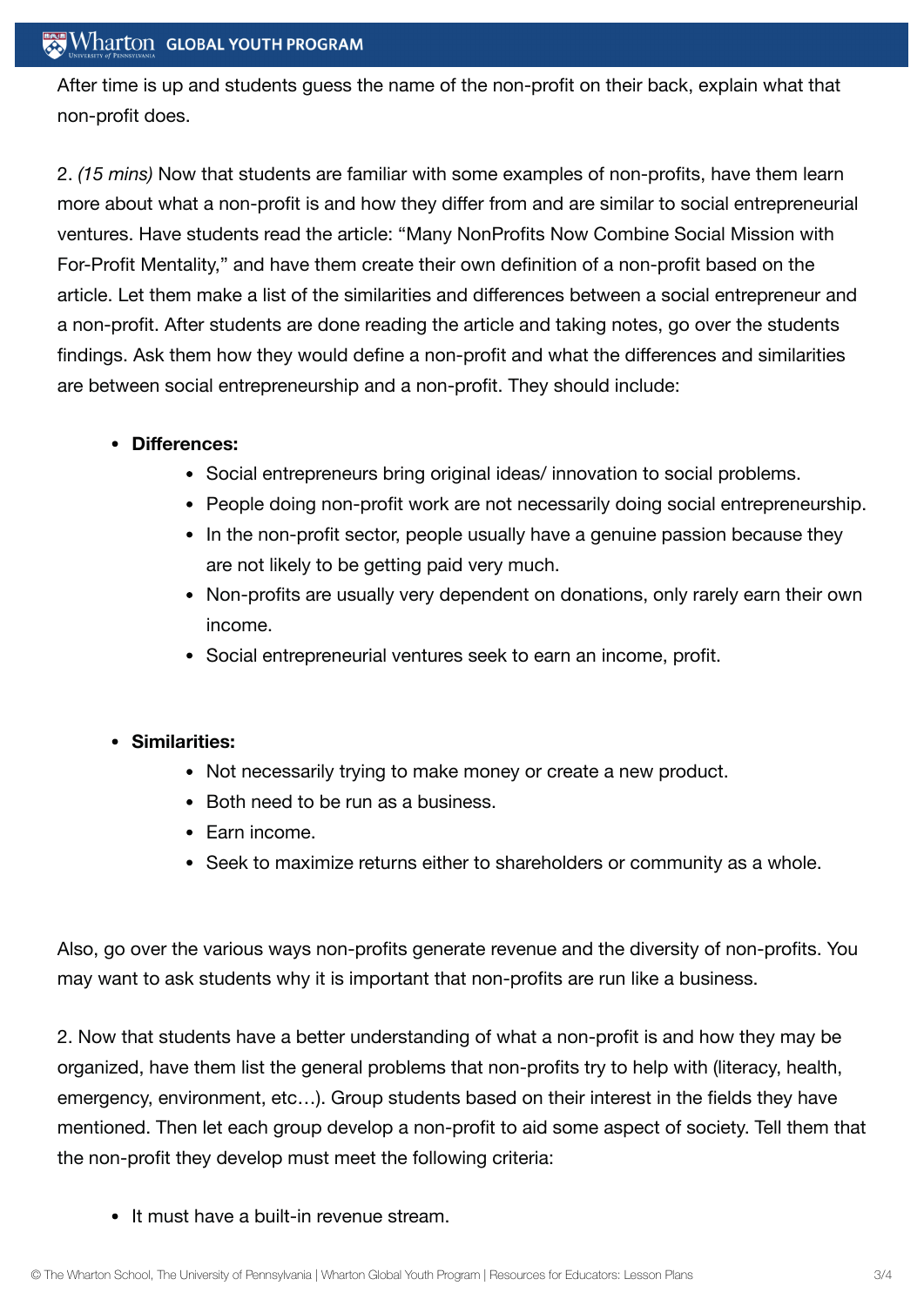After time is up and students guess the name of the non-profit on their back, explain what that non-profit does.

2. *(15 mins)* Now that students are familiar with some examples of non-profits, have them learn more about what a non-profit is and how they differ from and are similar to social entrepreneurial ventures. Have students read the article: "Many NonProfits Now Combine Social Mission with For-Profit Mentality," and have them create their own definition of a non-profit based on the article. Let them make a list of the similarities and differences between a social entrepreneur and a non-profit. After students are done reading the article and taking notes, go over the students findings. Ask them how they would define a non-profit and what the differences and similarities are between social entrepreneurship and a non-profit. They should include:

- **Differences:**
  - Social entrepreneurs bring original ideas/ innovation to social problems.
  - People doing non-profit work are not necessarily doing social entrepreneurship.
  - In the non-profit sector, people usually have a genuine passion because they are not likely to be getting paid very much.
  - Non-profits are usually very dependent on donations, only rarely earn their own income.
  - Social entrepreneurial ventures seek to earn an income, profit.

- **Similarities:**
  - Not necessarily trying to make money or create a new product.
  - Both need to be run as a business.
  - Earn income.
  - Seek to maximize returns either to shareholders or community as a whole.

Also, go over the various ways non-profits generate revenue and the diversity of non-profits. You may want to ask students why it is important that non-profits are run like a business.

2. Now that students have a better understanding of what a non-profit is and how they may be organized, have them list the general problems that non-profits try to help with (literacy, health, emergency, environment, etc…). Group students based on their interest in the fields they have mentioned. Then let each group develop a non-profit to aid some aspect of society. Tell them that the non-profit they develop must meet the following criteria:

- It must have a built-in revenue stream.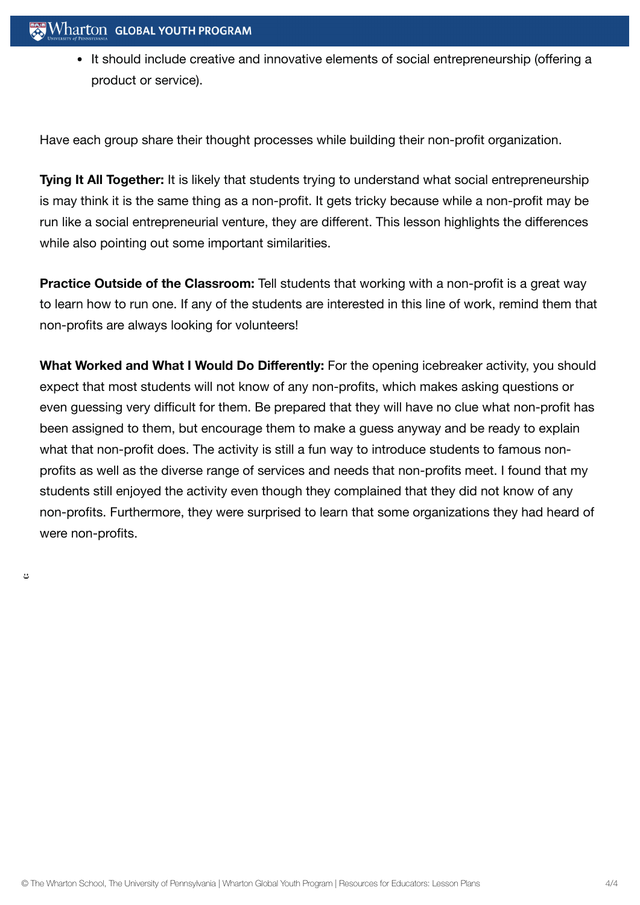- It should include creative and innovative elements of social entrepreneurship (offering a product or service).

Have each group share their thought processes while building their non-profit organization.

**Tying It All Together:** It is likely that students trying to understand what social entrepreneurship is may think it is the same thing as a non-profit. It gets tricky because while a non-profit may be run like a social entrepreneurial venture, they are different. This lesson highlights the differences while also pointing out some important similarities.

**Practice Outside of the Classroom:** Tell students that working with a non-profit is a great way to learn how to run one. If any of the students are interested in this line of work, remind them that non-profits are always looking for volunteers!

**What Worked and What I Would Do Differently:** For the opening icebreaker activity, you should expect that most students will not know of any non-profits, which makes asking questions or even guessing very difficult for them. Be prepared that they will have no clue what non-profit has been assigned to them, but encourage them to make a guess anyway and be ready to explain what that non-profit does. The activity is still a fun way to introduce students to famous non-profits as well as the diverse range of services and needs that non-profits meet. I found that my students still enjoyed the activity even though they complained that they did not know of any non-profits. Furthermore, they were surprised to learn that some organizations they had heard of were non-profits.